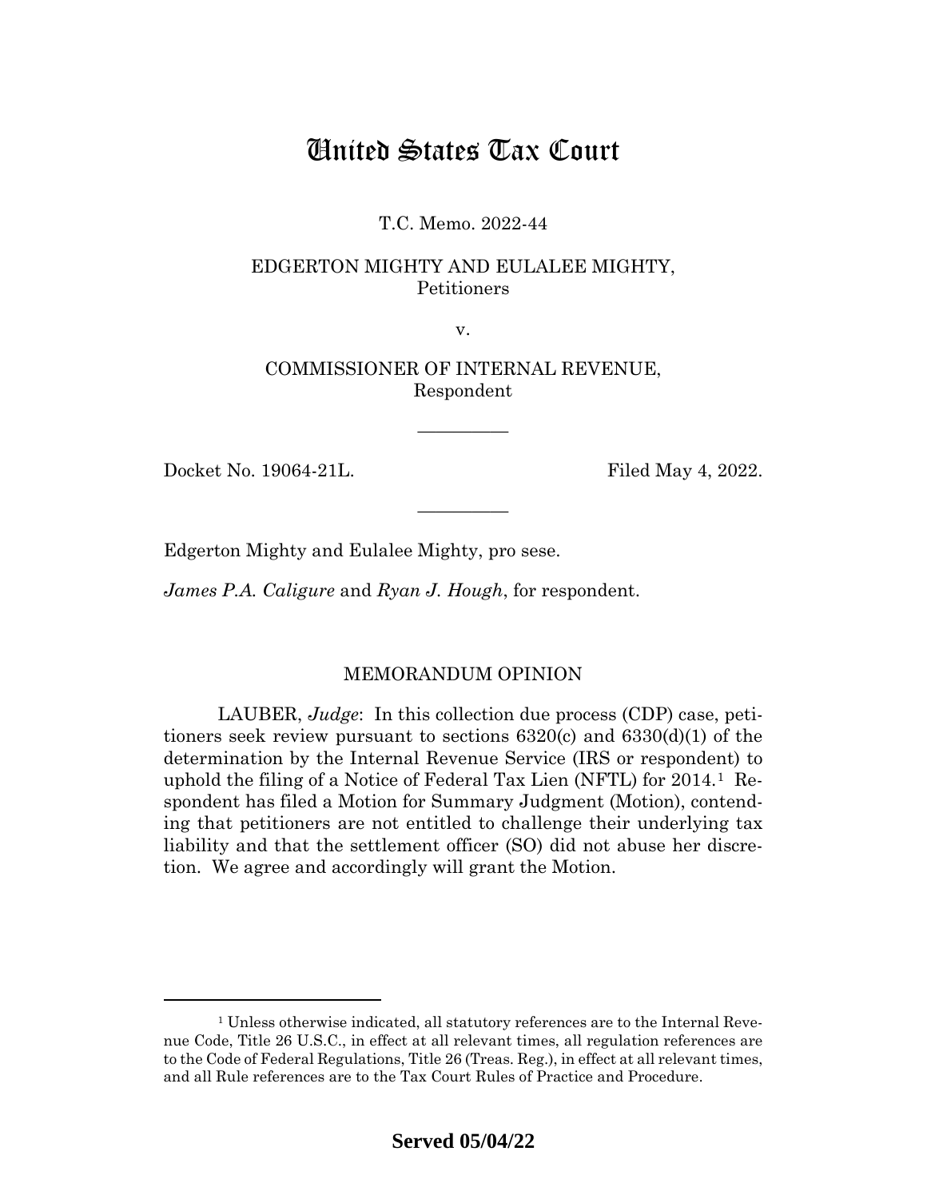# United States Tax Court

T.C. Memo. 2022-44

EDGERTON MIGHTY AND EULALEE MIGHTY,
Petitioners

v.

COMMISSIONER OF INTERNAL REVENUE,
Respondent

—————

Docket No. 19064-21L. Filed May 4, 2022.

—————

Edgerton Mighty and Eulalee Mighty, pro sese.

*James P.A. Caligure* and *Ryan J. Hough*, for respondent.

## MEMORANDUM OPINION

LAUBER, *Judge*: In this collection due process (CDP) case, petitioners seek review pursuant to sections 6320(c) and 6330(d)(1) of the determination by the Internal Revenue Service (IRS or respondent) to uphold the filing of a Notice of Federal Tax Lien (NFTL) for 2014.[1] Respondent has filed a Motion for Summary Judgment (Motion), contending that petitioners are not entitled to challenge their underlying tax liability and that the settlement officer (SO) did not abuse her discretion. We agree and accordingly will grant the Motion.

[1] Unless otherwise indicated, all statutory references are to the Internal Revenue Code, Title 26 U.S.C., in effect at all relevant times, all regulation references are to the Code of Federal Regulations, Title 26 (Treas. Reg.), in effect at all relevant times, and all Rule references are to the Tax Court Rules of Practice and Procedure.

**Served 05/04/22**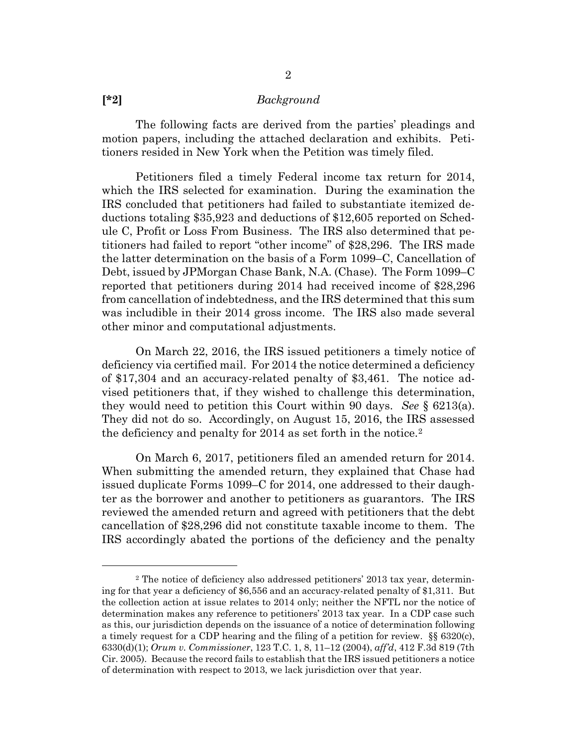**[*2]** *Background*

The following facts are derived from the parties' pleadings and motion papers, including the attached declaration and exhibits. Petitioners resided in New York when the Petition was timely filed.

Petitioners filed a timely Federal income tax return for 2014, which the IRS selected for examination. During the examination the IRS concluded that petitioners had failed to substantiate itemized deductions totaling $35,923 and deductions of $12,605 reported on Schedule C, Profit or Loss From Business. The IRS also determined that petitioners had failed to report "other income" of $28,296. The IRS made the latter determination on the basis of a Form 1099–C, Cancellation of Debt, issued by JPMorgan Chase Bank, N.A. (Chase). The Form 1099–C reported that petitioners during 2014 had received income of $28,296 from cancellation of indebtedness, and the IRS determined that this sum was includible in their 2014 gross income. The IRS also made several other minor and computational adjustments.

On March 22, 2016, the IRS issued petitioners a timely notice of deficiency via certified mail. For 2014 the notice determined a deficiency of $17,304 and an accuracy-related penalty of $3,461. The notice advised petitioners that, if they wished to challenge this determination, they would need to petition this Court within 90 days. *See* § 6213(a). They did not do so. Accordingly, on August 15, 2016, the IRS assessed the deficiency and penalty for 2014 as set forth in the notice.[2]

On March 6, 2017, petitioners filed an amended return for 2014. When submitting the amended return, they explained that Chase had issued duplicate Forms 1099–C for 2014, one addressed to their daughter as the borrower and another to petitioners as guarantors. The IRS reviewed the amended return and agreed with petitioners that the debt cancellation of $28,296 did not constitute taxable income to them. The IRS accordingly abated the portions of the deficiency and the penalty

---

[2] The notice of deficiency also addressed petitioners' 2013 tax year, determining for that year a deficiency of $6,556 and an accuracy-related penalty of $1,311. But the collection action at issue relates to 2014 only; neither the NFTL nor the notice of determination makes any reference to petitioners' 2013 tax year. In a CDP case such as this, our jurisdiction depends on the issuance of a notice of determination following a timely request for a CDP hearing and the filing of a petition for review. §§ 6320(c), 6330(d)(1); *Orum v. Commissioner*, 123 T.C. 1, 8, 11–12 (2004), *aff'd*, 412 F.3d 819 (7th Cir. 2005). Because the record fails to establish that the IRS issued petitioners a notice of determination with respect to 2013, we lack jurisdiction over that year.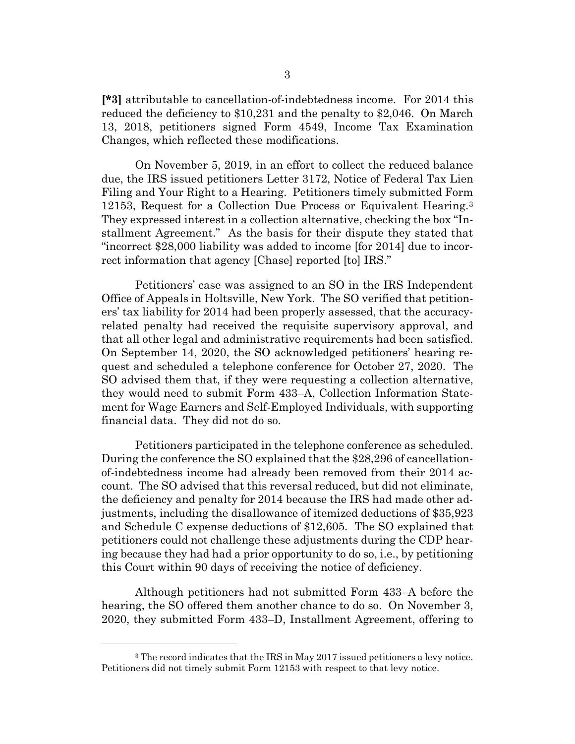**[*3]** attributable to cancellation-of-indebtedness income. For 2014 this reduced the deficiency to $10,231 and the penalty to $2,046. On March 13, 2018, petitioners signed Form 4549, Income Tax Examination Changes, which reflected these modifications.

On November 5, 2019, in an effort to collect the reduced balance due, the IRS issued petitioners Letter 3172, Notice of Federal Tax Lien Filing and Your Right to a Hearing. Petitioners timely submitted Form 12153, Request for a Collection Due Process or Equivalent Hearing.[3] They expressed interest in a collection alternative, checking the box "Installment Agreement." As the basis for their dispute they stated that "incorrect $28,000 liability was added to income [for 2014] due to incorrect information that agency [Chase] reported [to] IRS."

Petitioners' case was assigned to an SO in the IRS Independent Office of Appeals in Holtsville, New York. The SO verified that petitioners' tax liability for 2014 had been properly assessed, that the accuracy-related penalty had received the requisite supervisory approval, and that all other legal and administrative requirements had been satisfied. On September 14, 2020, the SO acknowledged petitioners' hearing request and scheduled a telephone conference for October 27, 2020. The SO advised them that, if they were requesting a collection alternative, they would need to submit Form 433–A, Collection Information Statement for Wage Earners and Self-Employed Individuals, with supporting financial data. They did not do so.

Petitioners participated in the telephone conference as scheduled. During the conference the SO explained that the $28,296 of cancellation-of-indebtedness income had already been removed from their 2014 account. The SO advised that this reversal reduced, but did not eliminate, the deficiency and penalty for 2014 because the IRS had made other adjustments, including the disallowance of itemized deductions of $35,923 and Schedule C expense deductions of $12,605. The SO explained that petitioners could not challenge these adjustments during the CDP hearing because they had had a prior opportunity to do so, i.e., by petitioning this Court within 90 days of receiving the notice of deficiency.

Although petitioners had not submitted Form 433–A before the hearing, the SO offered them another chance to do so. On November 3, 2020, they submitted Form 433–D, Installment Agreement, offering to

[3] The record indicates that the IRS in May 2017 issued petitioners a levy notice. Petitioners did not timely submit Form 12153 with respect to that levy notice.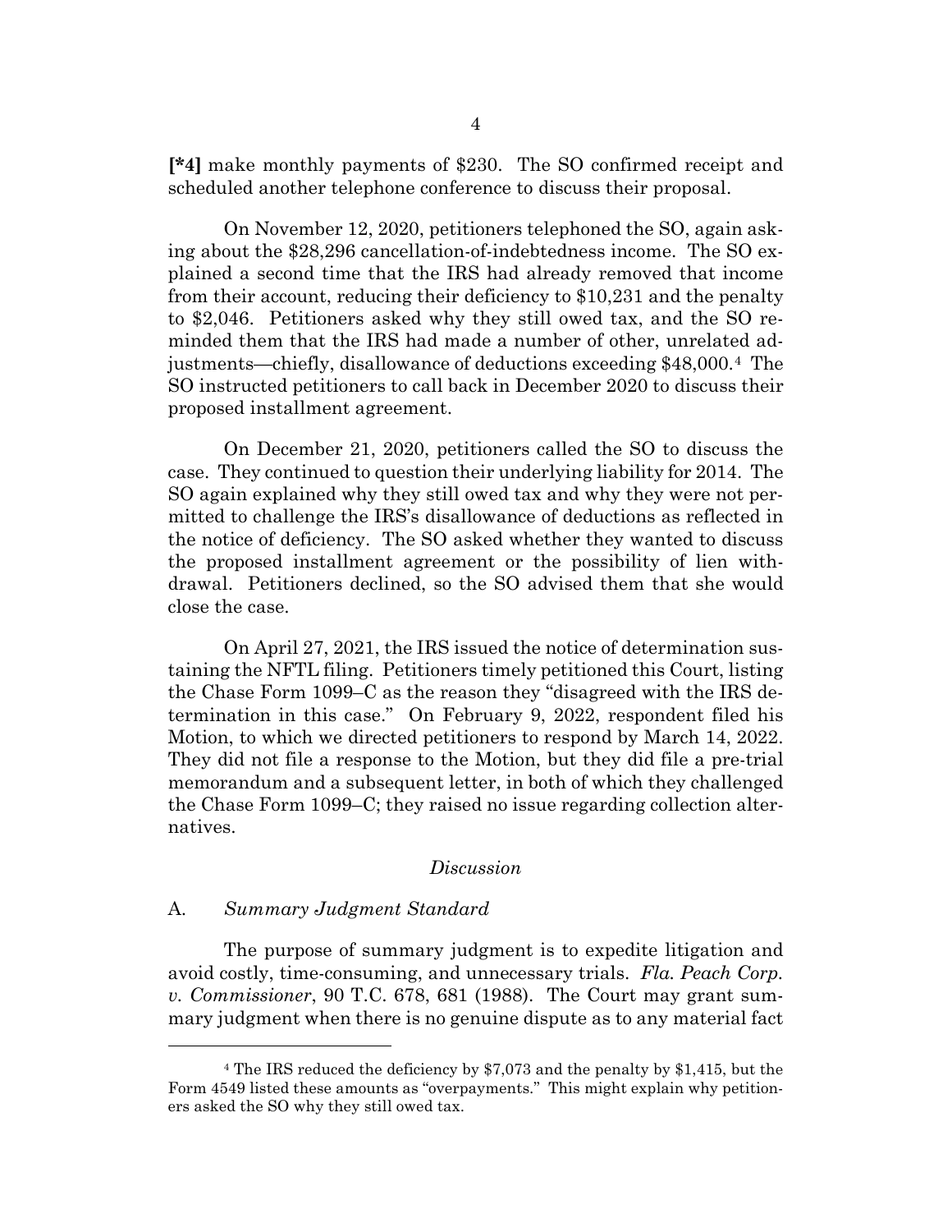**[*4]** make monthly payments of $230. The SO confirmed receipt and scheduled another telephone conference to discuss their proposal.

On November 12, 2020, petitioners telephoned the SO, again asking about the $28,296 cancellation-of-indebtedness income. The SO explained a second time that the IRS had already removed that income from their account, reducing their deficiency to $10,231 and the penalty to $2,046. Petitioners asked why they still owed tax, and the SO reminded them that the IRS had made a number of other, unrelated adjustments—chiefly, disallowance of deductions exceeding $48,000.[4] The SO instructed petitioners to call back in December 2020 to discuss their proposed installment agreement.

On December 21, 2020, petitioners called the SO to discuss the case. They continued to question their underlying liability for 2014. The SO again explained why they still owed tax and why they were not permitted to challenge the IRS's disallowance of deductions as reflected in the notice of deficiency. The SO asked whether they wanted to discuss the proposed installment agreement or the possibility of lien withdrawal. Petitioners declined, so the SO advised them that she would close the case.

On April 27, 2021, the IRS issued the notice of determination sustaining the NFTL filing. Petitioners timely petitioned this Court, listing the Chase Form 1099–C as the reason they "disagreed with the IRS determination in this case." On February 9, 2022, respondent filed his Motion, to which we directed petitioners to respond by March 14, 2022. They did not file a response to the Motion, but they did file a pre-trial memorandum and a subsequent letter, in both of which they challenged the Chase Form 1099–C; they raised no issue regarding collection alternatives.

*Discussion*

A. *Summary Judgment Standard*

The purpose of summary judgment is to expedite litigation and avoid costly, time-consuming, and unnecessary trials. *Fla. Peach Corp. v. Commissioner*, 90 T.C. 678, 681 (1988). The Court may grant summary judgment when there is no genuine dispute as to any material fact

[4] The IRS reduced the deficiency by $7,073 and the penalty by $1,415, but the Form 4549 listed these amounts as "overpayments." This might explain why petitioners asked the SO why they still owed tax.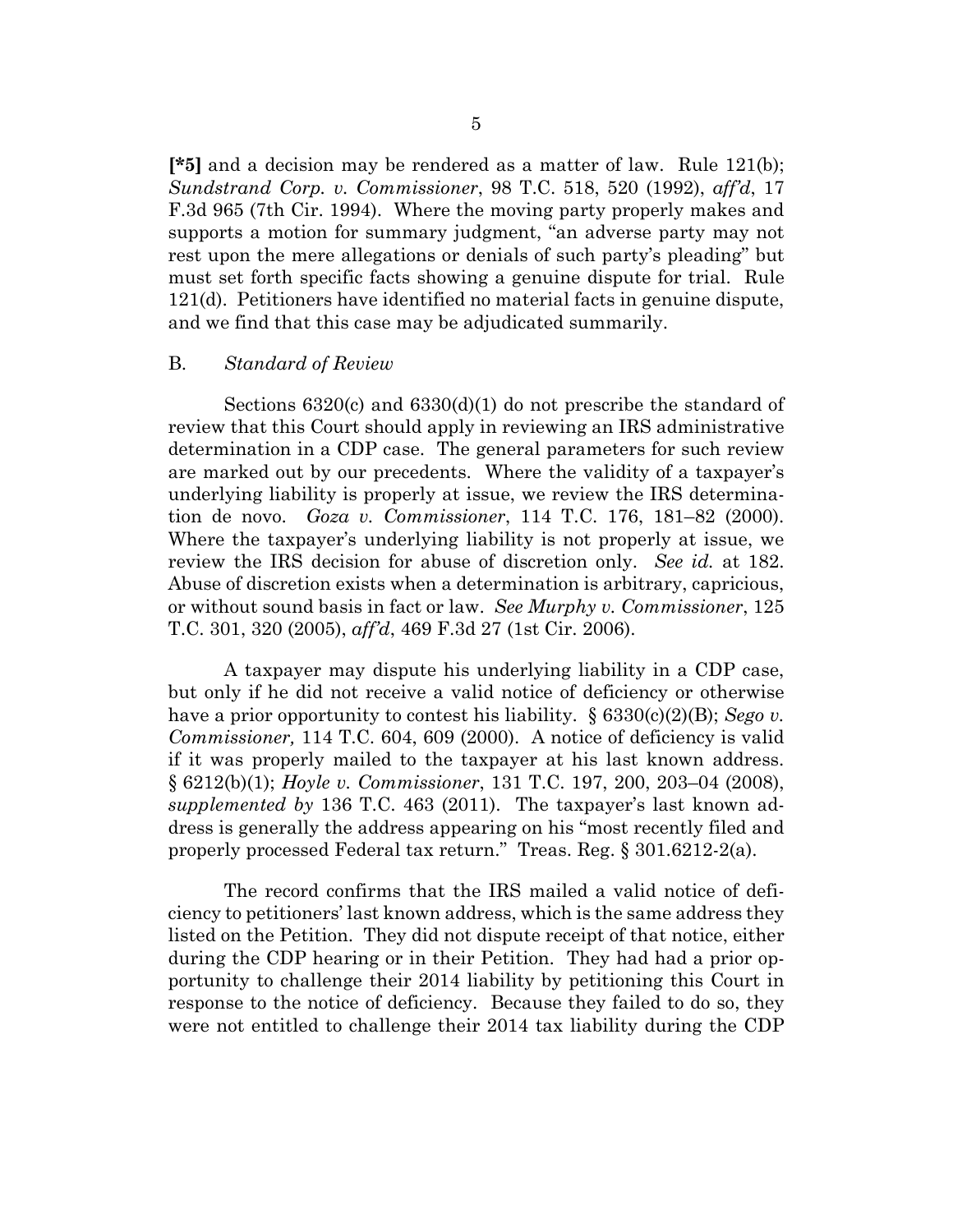**[*5]** and a decision may be rendered as a matter of law. Rule 121(b); *Sundstrand Corp. v. Commissioner*, 98 T.C. 518, 520 (1992), *aff'd*, 17 F.3d 965 (7th Cir. 1994). Where the moving party properly makes and supports a motion for summary judgment, "an adverse party may not rest upon the mere allegations or denials of such party's pleading" but must set forth specific facts showing a genuine dispute for trial. Rule 121(d). Petitioners have identified no material facts in genuine dispute, and we find that this case may be adjudicated summarily.

B. *Standard of Review*

Sections 6320(c) and 6330(d)(1) do not prescribe the standard of review that this Court should apply in reviewing an IRS administrative determination in a CDP case. The general parameters for such review are marked out by our precedents. Where the validity of a taxpayer's underlying liability is properly at issue, we review the IRS determination de novo. *Goza v. Commissioner*, 114 T.C. 176, 181–82 (2000). Where the taxpayer's underlying liability is not properly at issue, we review the IRS decision for abuse of discretion only. *See id.* at 182. Abuse of discretion exists when a determination is arbitrary, capricious, or without sound basis in fact or law. *See Murphy v. Commissioner*, 125 T.C. 301, 320 (2005), *aff'd*, 469 F.3d 27 (1st Cir. 2006).

A taxpayer may dispute his underlying liability in a CDP case, but only if he did not receive a valid notice of deficiency or otherwise have a prior opportunity to contest his liability. § 6330(c)(2)(B); *Sego v. Commissioner,* 114 T.C. 604, 609 (2000). A notice of deficiency is valid if it was properly mailed to the taxpayer at his last known address. § 6212(b)(1); *Hoyle v. Commissioner*, 131 T.C. 197, 200, 203–04 (2008), *supplemented by* 136 T.C. 463 (2011). The taxpayer's last known address is generally the address appearing on his "most recently filed and properly processed Federal tax return." Treas. Reg. § 301.6212-2(a).

The record confirms that the IRS mailed a valid notice of deficiency to petitioners' last known address, which is the same address they listed on the Petition. They did not dispute receipt of that notice, either during the CDP hearing or in their Petition. They had had a prior opportunity to challenge their 2014 liability by petitioning this Court in response to the notice of deficiency. Because they failed to do so, they were not entitled to challenge their 2014 tax liability during the CDP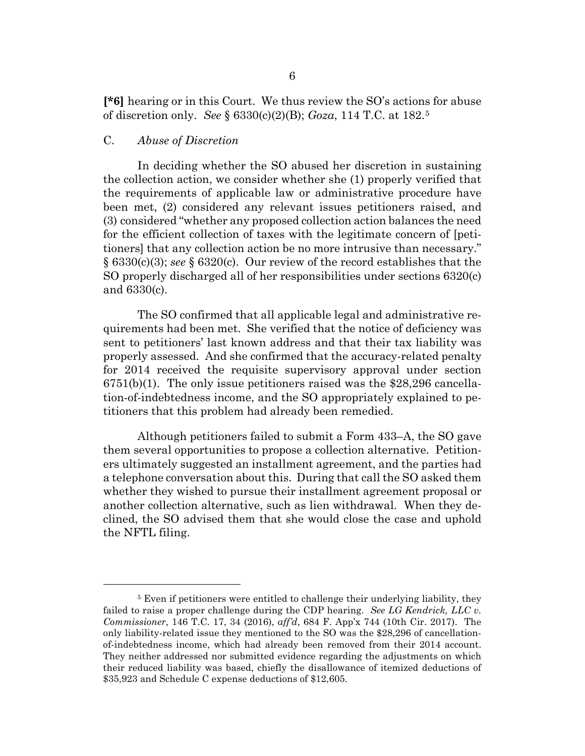**[*6]** hearing or in this Court. We thus review the SO's actions for abuse of discretion only. *See* § 6330(c)(2)(B); *Goza*, 114 T.C. at 182.[5]

C. *Abuse of Discretion*

In deciding whether the SO abused her discretion in sustaining the collection action, we consider whether she (1) properly verified that the requirements of applicable law or administrative procedure have been met, (2) considered any relevant issues petitioners raised, and (3) considered "whether any proposed collection action balances the need for the efficient collection of taxes with the legitimate concern of [petitioners] that any collection action be no more intrusive than necessary." § 6330(c)(3); *see* § 6320(c). Our review of the record establishes that the SO properly discharged all of her responsibilities under sections 6320(c) and 6330(c).

The SO confirmed that all applicable legal and administrative requirements had been met. She verified that the notice of deficiency was sent to petitioners' last known address and that their tax liability was properly assessed. And she confirmed that the accuracy-related penalty for 2014 received the requisite supervisory approval under section 6751(b)(1). The only issue petitioners raised was the $28,296 cancellation-of-indebtedness income, and the SO appropriately explained to petitioners that this problem had already been remedied.

Although petitioners failed to submit a Form 433–A, the SO gave them several opportunities to propose a collection alternative. Petitioners ultimately suggested an installment agreement, and the parties had a telephone conversation about this. During that call the SO asked them whether they wished to pursue their installment agreement proposal or another collection alternative, such as lien withdrawal. When they declined, the SO advised them that she would close the case and uphold the NFTL filing.

---

[5] Even if petitioners were entitled to challenge their underlying liability, they failed to raise a proper challenge during the CDP hearing. *See LG Kendrick, LLC v. Commissioner*, 146 T.C. 17, 34 (2016), *aff'd*, 684 F. App'x 744 (10th Cir. 2017). The only liability-related issue they mentioned to the SO was the $28,296 of cancellation-of-indebtedness income, which had already been removed from their 2014 account. They neither addressed nor submitted evidence regarding the adjustments on which their reduced liability was based, chiefly the disallowance of itemized deductions of $35,923 and Schedule C expense deductions of $12,605.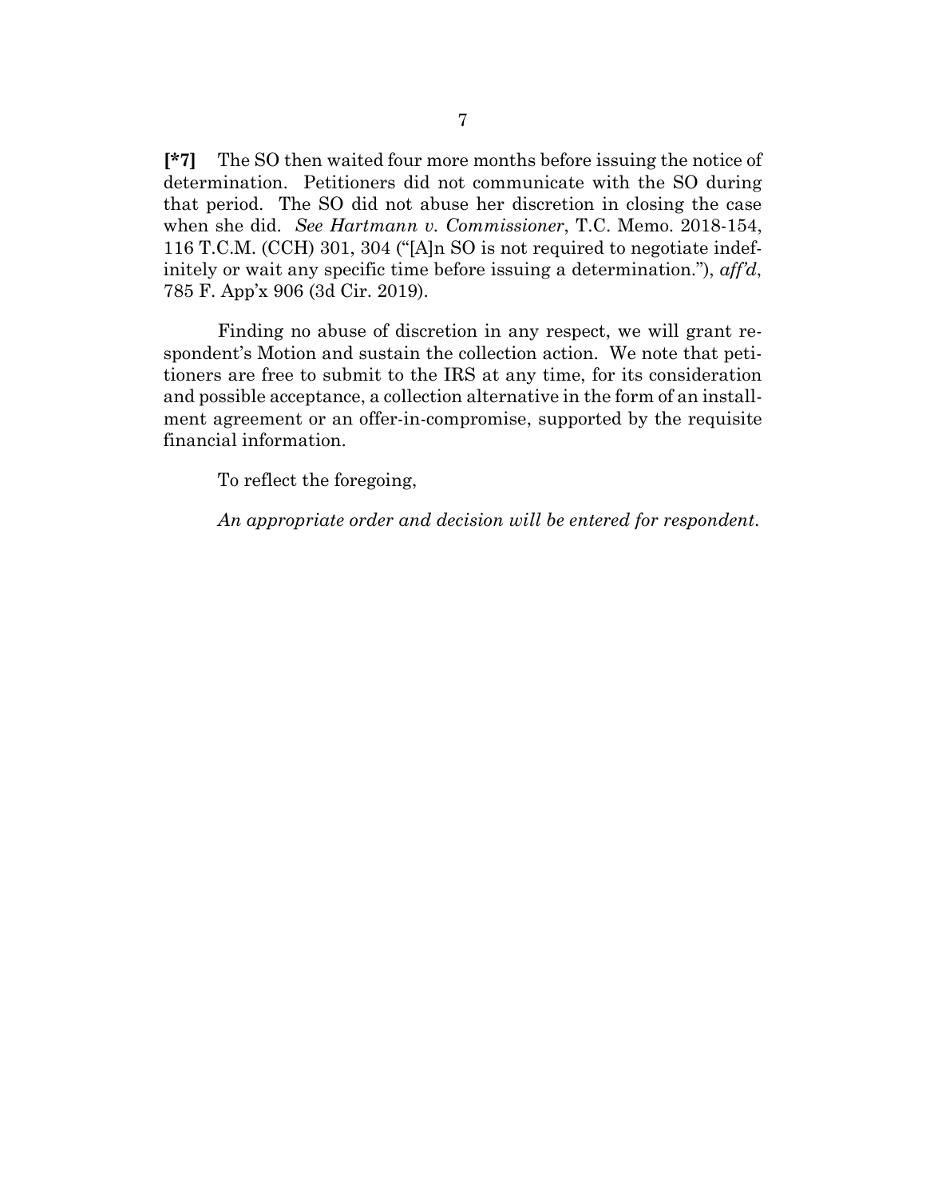**[*7]** The SO then waited four more months before issuing the notice of determination. Petitioners did not communicate with the SO during that period. The SO did not abuse her discretion in closing the case when she did. *See Hartmann v. Commissioner*, T.C. Memo. 2018-154, 116 T.C.M. (CCH) 301, 304 ("[A]n SO is not required to negotiate indefinitely or wait any specific time before issuing a determination."), *aff'd*, 785 F. App'x 906 (3d Cir. 2019).

Finding no abuse of discretion in any respect, we will grant respondent's Motion and sustain the collection action. We note that petitioners are free to submit to the IRS at any time, for its consideration and possible acceptance, a collection alternative in the form of an installment agreement or an offer-in-compromise, supported by the requisite financial information.

To reflect the foregoing,

*An appropriate order and decision will be entered for respondent.*